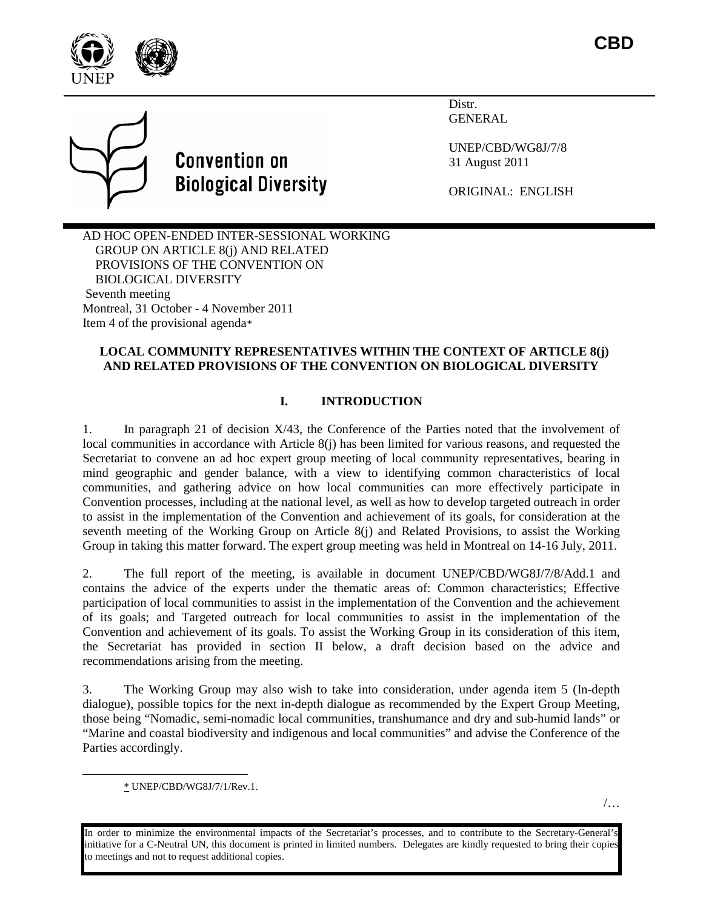CBD

Convention on Biological Diversity

Distr.
GENERAL

UNEP/CBD/WG8J/7/8
31 August 2011

ORIGINAL: ENGLISH

AD HOC OPEN-ENDED INTER-SESSIONAL WORKING GROUP ON ARTICLE 8(j) AND RELATED PROVISIONS OF THE CONVENTION ON BIOLOGICAL DIVERSITY
Seventh meeting
Montreal, 31 October - 4 November 2011
Item 4 of the provisional agenda*

**LOCAL COMMUNITY REPRESENTATIVES WITHIN THE CONTEXT OF ARTICLE 8(j) AND RELATED PROVISIONS OF THE CONVENTION ON BIOLOGICAL DIVERSITY**

## I. INTRODUCTION

1. In paragraph 21 of decision X/43, the Conference of the Parties noted that the involvement of local communities in accordance with Article 8(j) has been limited for various reasons, and requested the Secretariat to convene an ad hoc expert group meeting of local community representatives, bearing in mind geographic and gender balance, with a view to identifying common characteristics of local communities, and gathering advice on how local communities can more effectively participate in Convention processes, including at the national level, as well as how to develop targeted outreach in order to assist in the implementation of the Convention and achievement of its goals, for consideration at the seventh meeting of the Working Group on Article 8(j) and Related Provisions, to assist the Working Group in taking this matter forward. The expert group meeting was held in Montreal on 14-16 July, 2011.

2. The full report of the meeting, is available in document UNEP/CBD/WG8J/7/8/Add.1 and contains the advice of the experts under the thematic areas of: Common characteristics; Effective participation of local communities to assist in the implementation of the Convention and the achievement of its goals; and Targeted outreach for local communities to assist in the implementation of the Convention and achievement of its goals. To assist the Working Group in its consideration of this item, the Secretariat has provided in section II below, a draft decision based on the advice and recommendations arising from the meeting.

3. The Working Group may also wish to take into consideration, under agenda item 5 (In-depth dialogue), possible topics for the next in-depth dialogue as recommended by the Expert Group Meeting, those being "Nomadic, semi-nomadic local communities, transhumance and dry and sub-humid lands" or "Marine and coastal biodiversity and indigenous and local communities" and advise the Conference of the Parties accordingly.

* UNEP/CBD/WG8J/7/1/Rev.1.

In order to minimize the environmental impacts of the Secretariat's processes, and to contribute to the Secretary-General's initiative for a C-Neutral UN, this document is printed in limited numbers. Delegates are kindly requested to bring their copies to meetings and not to request additional copies.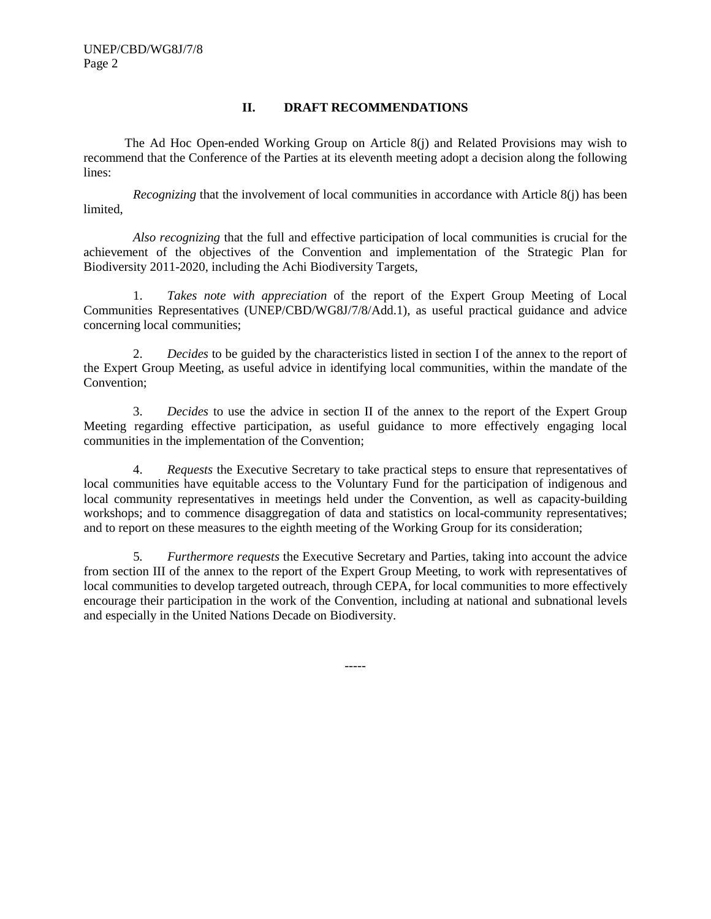## II. DRAFT RECOMMENDATIONS

The Ad Hoc Open-ended Working Group on Article 8(j) and Related Provisions may wish to recommend that the Conference of the Parties at its eleventh meeting adopt a decision along the following lines:

*Recognizing* that the involvement of local communities in accordance with Article 8(j) has been limited,

*Also recognizing* that the full and effective participation of local communities is crucial for the achievement of the objectives of the Convention and implementation of the Strategic Plan for Biodiversity 2011-2020, including the Achi Biodiversity Targets,

1. *Takes note with appreciation* of the report of the Expert Group Meeting of Local Communities Representatives (UNEP/CBD/WG8J/7/8/Add.1), as useful practical guidance and advice concerning local communities;

2. *Decides* to be guided by the characteristics listed in section I of the annex to the report of the Expert Group Meeting, as useful advice in identifying local communities, within the mandate of the Convention;

3. *Decides* to use the advice in section II of the annex to the report of the Expert Group Meeting regarding effective participation, as useful guidance to more effectively engaging local communities in the implementation of the Convention;

4. *Requests* the Executive Secretary to take practical steps to ensure that representatives of local communities have equitable access to the Voluntary Fund for the participation of indigenous and local community representatives in meetings held under the Convention, as well as capacity-building workshops; and to commence disaggregation of data and statistics on local-community representatives; and to report on these measures to the eighth meeting of the Working Group for its consideration;

5. *Furthermore requests* the Executive Secretary and Parties, taking into account the advice from section III of the annex to the report of the Expert Group Meeting, to work with representatives of local communities to develop targeted outreach, through CEPA, for local communities to more effectively encourage their participation in the work of the Convention, including at national and subnational levels and especially in the United Nations Decade on Biodiversity.

-----